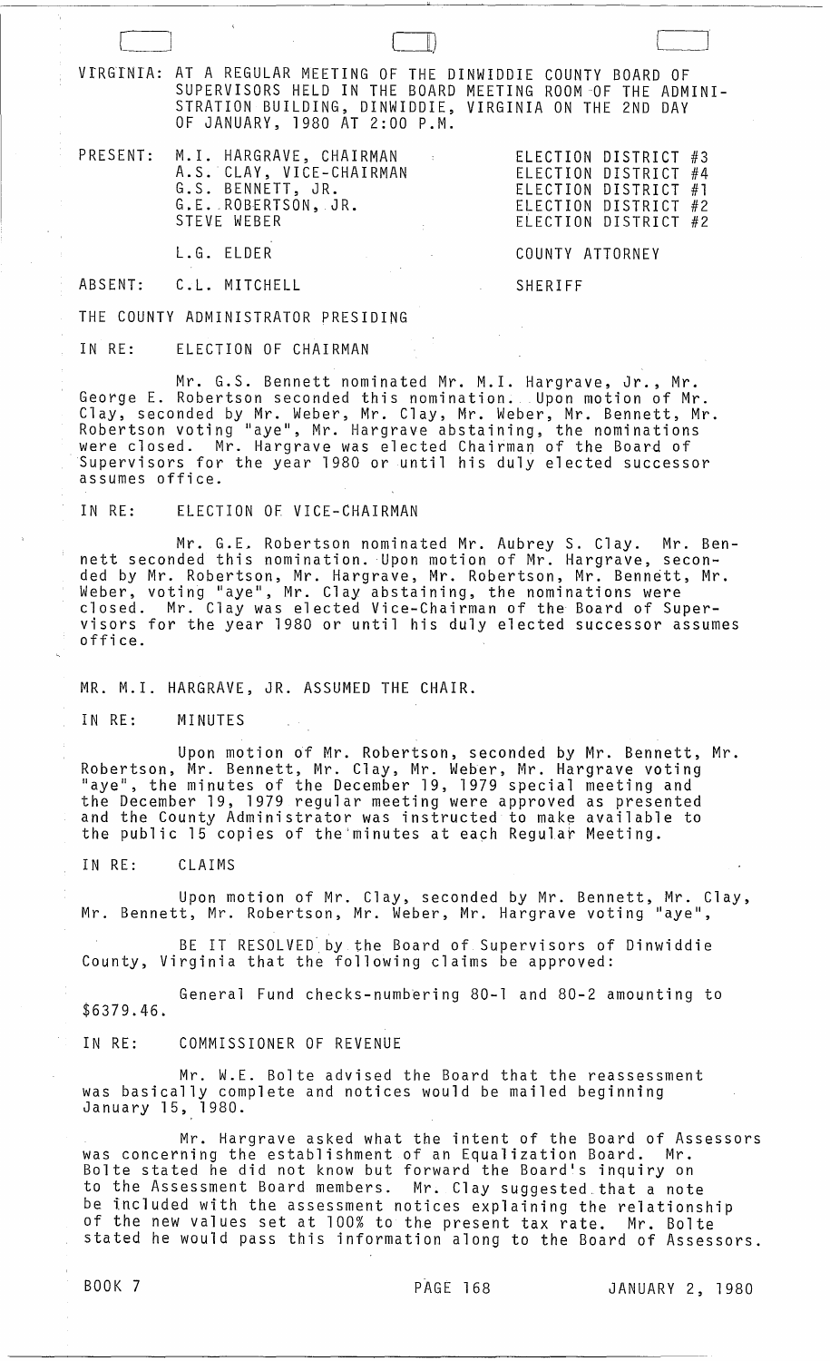VIRGINIA: AT A REGULAR MEETING OF THE DINWIDDIE COUNTY BOARD OF SUPERVISORS HELD IN THE BOARD MEETING ROOM OF THE ADMINISTRATION BUILDING, DINWIDDIE, VIRGINIA ON THE 2ND DAY OF JANUARY, 1980 AT 2:00 P.M.

| | | |
|---|---|---|
| PRESENT: | M.I. HARGRAVE, CHAIRMAN | ELECTION DISTRICT #3 |
| | A.S. CLAY, VICE-CHAIRMAN | ELECTION DISTRICT #4 |
| | G.S. BENNETT, JR. | ELECTION DISTRICT #1 |
| | G.E. ROBERTSON, JR. | ELECTION DISTRICT #2 |
| | STEVE WEBER | ELECTION DISTRICT #2 |
| | L.G. ELDER | COUNTY ATTORNEY |
| ABSENT: | C.L. MITCHELL | SHERIFF |

THE COUNTY ADMINISTRATOR PRESIDING

IN RE: ELECTION OF CHAIRMAN

Mr. G.S. Bennett nominated Mr. M.I. Hargrave, Jr., Mr. George E. Robertson seconded this nomination. Upon motion of Mr. Clay, seconded by Mr. Weber, Mr. Clay, Mr. Weber, Mr. Bennett, Mr. Robertson voting "aye", Mr. Hargrave abstaining, the nominations were closed. Mr. Hargrave was elected Chairman of the Board of Supervisors for the year 1980 or until his duly elected successor assumes office.

IN RE: ELECTION OF VICE-CHAIRMAN

Mr. G.E. Robertson nominated Mr. Aubrey S. Clay. Mr. Bennett seconded this nomination. Upon motion of Mr. Hargrave, seconded by Mr. Robertson, Mr. Hargrave, Mr. Robertson, Mr. Bennett, Mr. Weber, voting "aye", Mr. Clay abstaining, the nominations were closed. Mr. Clay was elected Vice-Chairman of the Board of Supervisors for the year 1980 or until his duly elected successor assumes office.

MR. M.I. HARGRAVE, JR. ASSUMED THE CHAIR.

IN RE: MINUTES

Upon motion of Mr. Robertson, seconded by Mr. Bennett, Mr. Robertson, Mr. Bennett, Mr. Clay, Mr. Weber, Mr. Hargrave voting "aye", the minutes of the December 19, 1979 special meeting and the December 19, 1979 regular meeting were approved as presented and the County Administrator was instructed to make available to the public 15 copies of the minutes at each Regular Meeting.

IN RE: CLAIMS

Upon motion of Mr. Clay, seconded by Mr. Bennett, Mr. Clay, Mr. Bennett, Mr. Robertson, Mr. Weber, Mr. Hargrave voting "aye",

BE IT RESOLVED by the Board of Supervisors of Dinwiddie County, Virginia that the following claims be approved:

General Fund checks-numbering 80-1 and 80-2 amounting to $6379.46.

IN RE: COMMISSIONER OF REVENUE

Mr. W.E. Bolte advised the Board that the reassessment was basically complete and notices would be mailed beginning January 15, 1980.

Mr. Hargrave asked what the intent of the Board of Assessors was concerning the establishment of an Equalization Board. Mr. Bolte stated he did not know but forward the Board's inquiry on to the Assessment Board members. Mr. Clay suggested that a note be included with the assessment notices explaining the relationship of the new values set at 100% to the present tax rate. Mr. Bolte stated he would pass this information along to the Board of Assessors.

BOOK 7 PAGE 168 JANUARY 2, 1980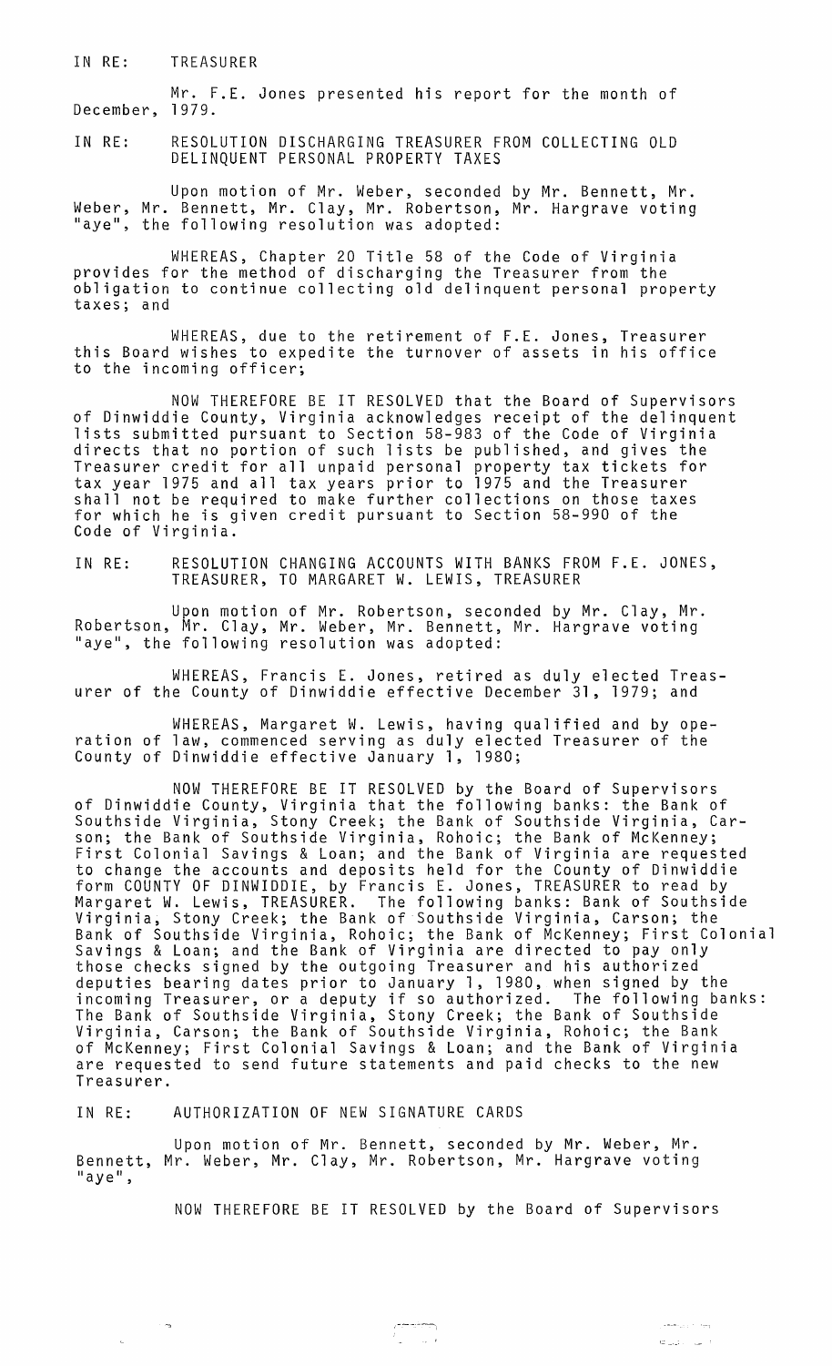IN RE: TREASURER

Mr. F.E. Jones presented his report for the month of December, 1979.

IN RE: RESOLUTION DISCHARGING TREASURER FROM COLLECTING OLD DELINQUENT PERSONAL PROPERTY TAXES

Upon motion of Mr. Weber, seconded by Mr. Bennett, Mr. Weber, Mr. Bennett, Mr. Clay, Mr. Robertson, Mr. Hargrave voting "aye", the following resolution was adopted:

WHEREAS, Chapter 20 Title 58 of the Code of Virginia provides for the method of discharging the Treasurer from the obligation to continue collecting old delinquent personal property taxes; and

WHEREAS, due to the retirement of F.E. Jones, Treasurer this Board wishes to expedite the turnover of assets in his office to the incoming officer;

NOW THEREFORE BE IT RESOLVED that the Board of Supervisors of Dinwiddie County, Virginia acknowledges receipt of the delinquent lists submitted pursuant to Section 58-983 of the Code of Virginia directs that no portion of such lists be published, and gives the Treasurer credit for all unpaid personal property tax tickets for tax year 1975 and all tax years prior to 1975 and the Treasurer shall not be required to make further collections on those taxes for which he is given credit pursuant to Section 58-990 of the Code of Virginia.

IN RE: RESOLUTION CHANGING ACCOUNTS WITH BANKS FROM F.E. JONES, TREASURER, TO MARGARET W. LEWIS, TREASURER

Upon motion of Mr. Robertson, seconded by Mr. Clay, Mr. Robertson, Mr. Clay, Mr. Weber, Mr. Bennett, Mr. Hargrave voting "aye", the following resolution was adopted:

WHEREAS, Francis E. Jones, retired as duly elected Treasurer of the County of Dinwiddie effective December 31, 1979; and

WHEREAS, Margaret W. Lewis, having qualified and by operation of law, commenced serving as duly elected Treasurer of the County of Dinwiddie effective January 1, 1980;

NOW THEREFORE BE IT RESOLVED by the Board of Supervisors of Dinwiddie County, Virginia that the following banks: the Bank of Southside Virginia, Stony Creek; the Bank of Southside Virginia, Carson; the Bank of Southside Virginia, Rohoic; the Bank of McKenney; First Colonial Savings & Loan; and the Bank of Virginia are requested to change the accounts and deposits held for the County of Dinwiddie form COUNTY OF DINWIDDIE, by Francis E. Jones, TREASURER to read by Margaret W. Lewis, TREASURER. The following banks: Bank of Southside Virginia, Stony Creek; the Bank of Southside Virginia, Carson; the Bank of Southside Virginia, Rohoic; the Bank of McKenney; First Colonial Savings & Loan; and the Bank of Virginia are directed to pay only those checks signed by the outgoing Treasurer and his authorized deputies bearing dates prior to January 1, 1980, when signed by the incoming Treasurer, or a deputy if so authorized. The following banks: The Bank of Southside Virginia, Stony Creek; the Bank of Southside Virginia, Carson; the Bank of Southside Virginia, Rohoic; the Bank of McKenney; First Colonial Savings & Loan; and the Bank of Virginia are requested to send future statements and paid checks to the new Treasurer.

IN RE: AUTHORIZATION OF NEW SIGNATURE CARDS

Upon motion of Mr. Bennett, seconded by Mr. Weber, Mr. Bennett, Mr. Weber, Mr. Clay, Mr. Robertson, Mr. Hargrave voting "aye",

NOW THEREFORE BE IT RESOLVED by the Board of Supervisors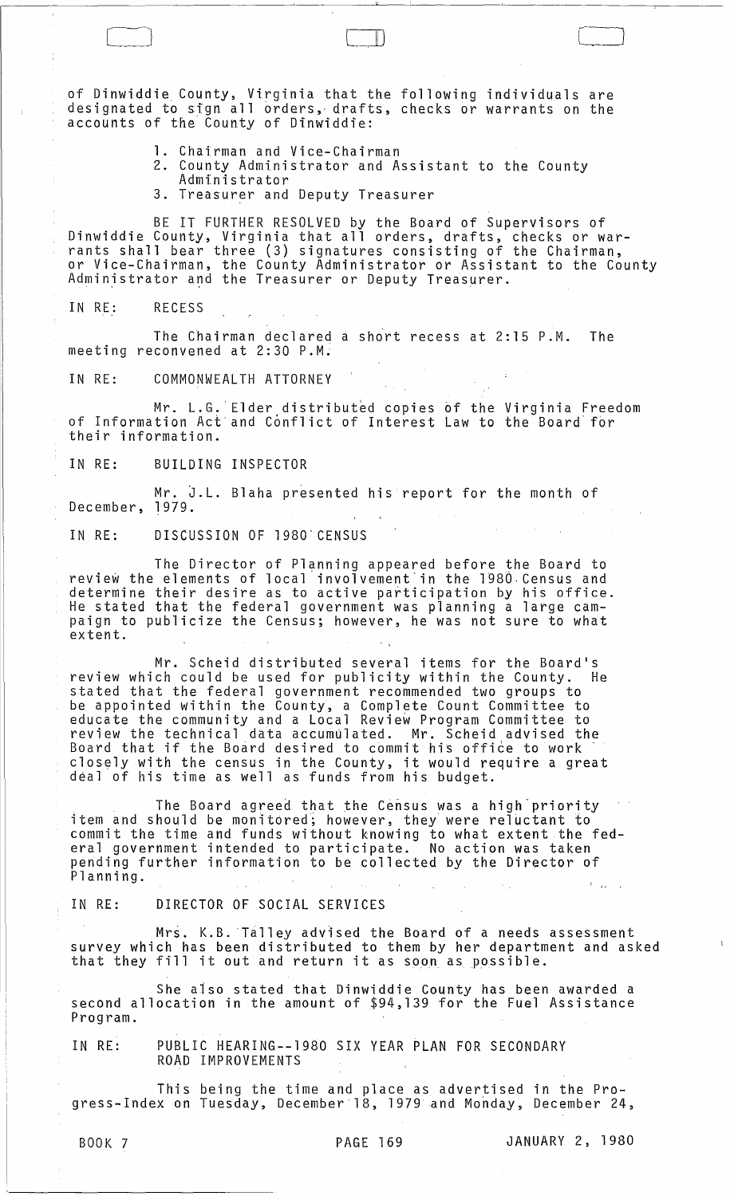of Dinwiddie County, Virginia that the following individuals are designated to sign all orders, drafts, checks or warrants on the accounts of the County of Dinwiddie:

1. Chairman and Vice-Chairman
2. County Administrator and Assistant to the County Administrator
3. Treasurer and Deputy Treasurer

BE IT FURTHER RESOLVED by the Board of Supervisors of Dinwiddie County, Virginia that all orders, drafts, checks or warrants shall bear three (3) signatures consisting of the Chairman, or Vice-Chairman, the County Administrator or Assistant to the County Administrator and the Treasurer or Deputy Treasurer.

IN RE: RECESS

The Chairman declared a short recess at 2:15 P.M. The meeting reconvened at 2:30 P.M.

IN RE: COMMONWEALTH ATTORNEY

Mr. L.G. Elder distributed copies of the Virginia Freedom of Information Act and Conflict of Interest Law to the Board for their information.

IN RE: BUILDING INSPECTOR

Mr. J.L. Blaha presented his report for the month of December, 1979.

IN RE: DISCUSSION OF 1980 CENSUS

The Director of Planning appeared before the Board to review the elements of local involvement in the 1980 Census and determine their desire as to active participation by his office. He stated that the federal government was planning a large campaign to publicize the Census; however, he was not sure to what extent.

Mr. Scheid distributed several items for the Board's review which could be used for publicity within the County. He stated that the federal government recommended two groups to be appointed within the County, a Complete Count Committee to educate the community and a Local Review Program Committee to review the technical data accumulated. Mr. Scheid advised the Board that if the Board desired to commit his office to work closely with the census in the County, it would require a great deal of his time as well as funds from his budget.

The Board agreed that the Census was a high priority item and should be monitored; however, they were reluctant to commit the time and funds without knowing to what extent the federal government intended to participate. No action was taken pending further information to be collected by the Director of Planning.

IN RE: DIRECTOR OF SOCIAL SERVICES

Mrs. K.B. Talley advised the Board of a needs assessment survey which has been distributed to them by her department and asked that they fill it out and return it as soon as possible.

She also stated that Dinwiddie County has been awarded a second allocation in the amount of $94,139 for the Fuel Assistance Program.

IN RE: PUBLIC HEARING--1980 SIX YEAR PLAN FOR SECONDARY ROAD IMPROVEMENTS

This being the time and place as advertised in the Progress-Index on Tuesday, December 18, 1979 and Monday, December 24,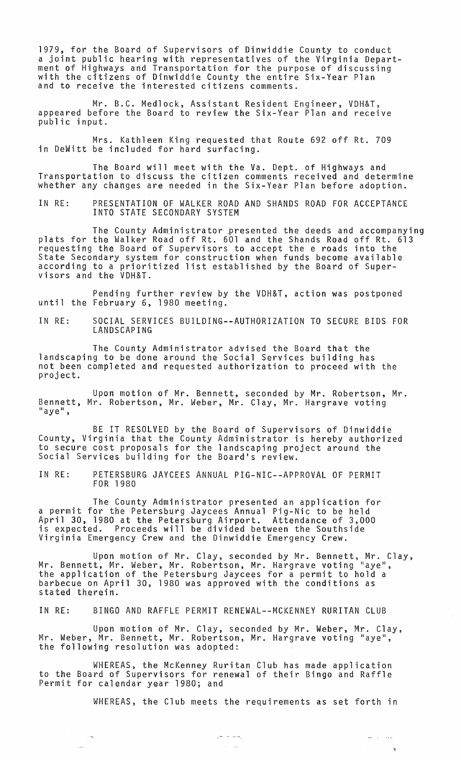1979, for the Board of Supervisors of Dinwiddie County to conduct a joint public hearing with representatives of the Virginia Department of Highways and Transportation for the purpose of discussing with the citizens of Dinwiddie County the entire Six-Year Plan and to receive the interested citizens comments.

Mr. B.C. Medlock, Assistant Resident Engineer, VDH&T, appeared before the Board to review the Six-Year Plan and receive public input.

Mrs. Kathleen King requested that Route 692 off Rt. 709 in DeWitt be included for hard surfacing.

The Board will meet with the Va. Dept. of Highways and Transportation to discuss the citizen comments received and determine whether any changes are needed in the Six-Year Plan before adoption.

IN RE: PRESENTATION OF WALKER ROAD AND SHANDS ROAD FOR ACCEPTANCE INTO STATE SECONDARY SYSTEM

The County Administrator presented the deeds and accompanying plats for the Walker Road off Rt. 601 and the Shands Road off Rt. 613 requesting the Board of Supervisors to accept the e roads into the State Secondary system for construction when funds become available according to a prioritized list established by the Board of Supervisors and the VDH&T.

Pending further review by the VDH&T, action was postponed until the February 6, 1980 meeting.

IN RE: SOCIAL SERVICES BUILDING--AUTHORIZATION TO SECURE BIDS FOR LANDSCAPING

The County Administrator advised the Board that the landscaping to be done around the Social Services building has not been completed and requested authorization to proceed with the project.

Upon motion of Mr. Bennett, seconded by Mr. Robertson, Mr. Bennett, Mr. Robertson, Mr. Weber, Mr. Clay, Mr. Hargrave voting "aye",

BE IT RESOLVED by the Board of Supervisors of Dinwiddie County, Virginia that the County Administrator is hereby authorized to secure cost proposals for the landscaping project around the Social Services building for the Board's review.

IN RE: PETERSBURG JAYCEES ANNUAL PIG-NIC--APPROVAL OF PERMIT FOR 1980

The County Administrator presented an application for a permit for the Petersburg Jaycees Annual Pig-Nic to be held April 30, 1980 at the Petersburg Airport. Attendance of 3,000 is expected. Proceeds will be divided between the Southside Virginia Emergency Crew and the Dinwiddie Emergency Crew.

Upon motion of Mr. Clay, seconded by Mr. Bennett, Mr. Clay, Mr. Bennett, Mr. Weber, Mr. Robertson, Mr. Hargrave voting "aye", the application of the Petersburg Jaycees for a permit to hold a barbecue on April 30, 1980 was approved with the conditions as stated therein.

IN RE: BINGO AND RAFFLE PERMIT RENEWAL--MCKENNEY RURITAN CLUB

Upon motion of Mr. Clay, seconded by Mr. Weber, Mr. Clay, Mr. Weber, Mr. Bennett, Mr. Robertson, Mr. Hargrave voting "aye", the following resolution was adopted:

WHEREAS, the McKenney Ruritan Club has made application to the Board of Supervisors for renewal of their Bingo and Raffle Permit for calendar year 1980; and

WHEREAS, the Club meets the requirements as set forth in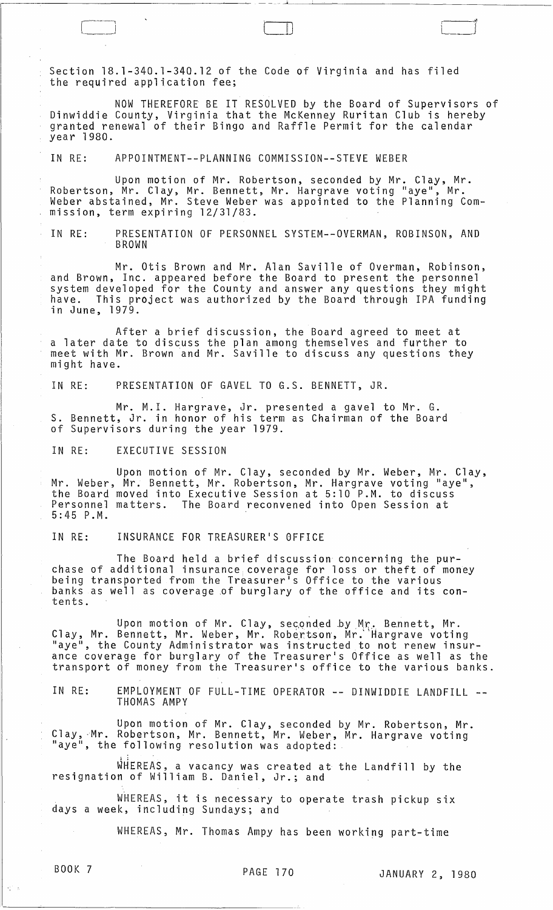Section 18.1-340.1-340.12 of the Code of Virginia and has filed the required application fee;

NOW THEREFORE BE IT RESOLVED by the Board of Supervisors of Dinwiddie County, Virginia that the McKenney Ruritan Club is hereby granted renewal of their Bingo and Raffle Permit for the calendar year 1980.

IN RE: APPOINTMENT--PLANNING COMMISSION--STEVE WEBER

Upon motion of Mr. Robertson, seconded by Mr. Clay, Mr. Robertson, Mr. Clay, Mr. Bennett, Mr. Hargrave voting "aye", Mr. Weber abstained, Mr. Steve Weber was appointed to the Planning Commission, term expiring 12/31/83.

IN RE: PRESENTATION OF PERSONNEL SYSTEM--OVERMAN, ROBINSON, AND BROWN

Mr. Otis Brown and Mr. Alan Saville of Overman, Robinson, and Brown, Inc. appeared before the Board to present the personnel system developed for the County and answer any questions they might have. This project was authorized by the Board through IPA funding in June, 1979.

After a brief discussion, the Board agreed to meet at a later date to discuss the plan among themselves and further to meet with Mr. Brown and Mr. Saville to discuss any questions they might have.

IN RE: PRESENTATION OF GAVEL TO G.S. BENNETT, JR.

Mr. M.I. Hargrave, Jr. presented a gavel to Mr. G. S. Bennett, Jr. in honor of his term as Chairman of the Board of Supervisors during the year 1979.

IN RE: EXECUTIVE SESSION

Upon motion of Mr. Clay, seconded by Mr. Weber, Mr. Clay, Mr. Weber, Mr. Bennett, Mr. Robertson, Mr. Hargrave voting "aye", the Board moved into Executive Session at 5:10 P.M. to discuss Personnel matters. The Board reconvened into Open Session at 5:45 P.M.

IN RE: INSURANCE FOR TREASURER'S OFFICE

The Board held a brief discussion concerning the purchase of additional insurance coverage for loss or theft of money being transported from the Treasurer's Office to the various banks as well as coverage of burglary of the office and its contents.

Upon motion of Mr. Clay, seconded by Mr. Bennett, Mr. Clay, Mr. Bennett, Mr. Weber, Mr. Robertson, Mr. Hargrave voting "aye", the County Administrator was instructed to not renew insurance coverage for burglary of the Treasurer's Office as well as the transport of money from the Treasurer's office to the various banks.

IN RE: EMPLOYMENT OF FULL-TIME OPERATOR -- DINWIDDIE LANDFILL -- THOMAS AMPY

Upon motion of Mr. Clay, seconded by Mr. Robertson, Mr. Clay, Mr. Robertson, Mr. Bennett, Mr. Weber, Mr. Hargrave voting "aye", the following resolution was adopted:

WHEREAS, a vacancy was created at the Landfill by the resignation of William B. Daniel, Jr.; and

WHEREAS, it is necessary to operate trash pickup six days a week, including Sundays; and

WHEREAS, Mr. Thomas Ampy has been working part-time

BOOK 7 PAGE 170 JANUARY 2, 1980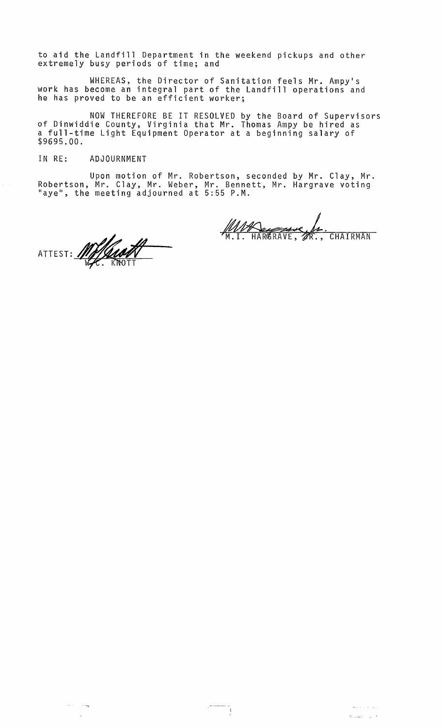to aid the Landfill Department in the weekend pickups and other extremely busy periods of time; and

WHEREAS, the Director of Sanitation feels Mr. Ampy's work has become an integral part of the Landfill operations and he has proved to be an efficient worker;

NOW THEREFORE BE IT RESOLVED by the Board of Supervisors of Dinwiddie County, Virginia that Mr. Thomas Ampy be hired as a full-time Light Equipment Operator at a beginning salary of $9695.00.

IN RE: ADJOURNMENT

Upon motion of Mr. Robertson, seconded by Mr. Clay, Mr. Robertson, Mr. Clay, Mr. Weber, Mr. Bennett, Mr. Hargrave voting "aye", the meeting adjourned at 5:55 P.M.

M.I. HARGRAVE, JR., CHAIRMAN

ATTEST: W. C. KNOTT